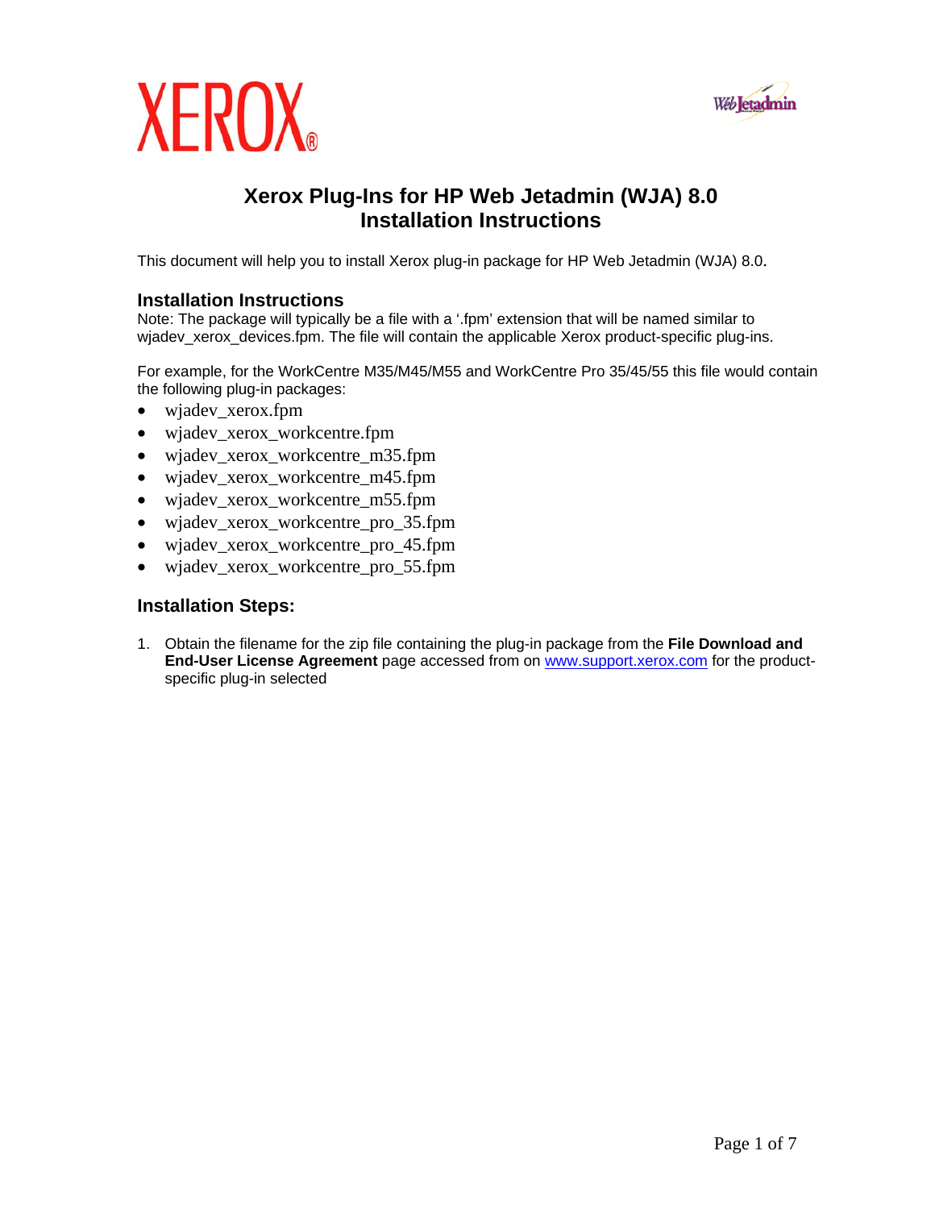# Xerox Plug-Ins for HP Web Jetadmin (WJA) 8.0 Installation Instructions

This document will help you to install Xerox plug-in package for HP Web Jetadmin (WJA) 8.0.

## Installation Instructions

Note: The package will typically be a file with a '.fpm' extension that will be named similar to wjadev_xerox_devices.fpm. The file will contain the applicable Xerox product-specific plug-ins.

For example, for the WorkCentre M35/M45/M55 and WorkCentre Pro 35/45/55 this file would contain the following plug-in packages:

- wjadev_xerox.fpm
- wjadev_xerox_workcentre.fpm
- wjadev_xerox_workcentre_m35.fpm
- wjadev_xerox_workcentre_m45.fpm
- wjadev_xerox_workcentre_m55.fpm
- wjadev_xerox_workcentre_pro_35.fpm
- wjadev_xerox_workcentre_pro_45.fpm
- wjadev_xerox_workcentre_pro_55.fpm

## Installation Steps:

1. Obtain the filename for the zip file containing the plug-in package from the **File Download and End-User License Agreement** page accessed from on [www.support.xerox.com](http://www.support.xerox.com) for the product-specific plug-in selected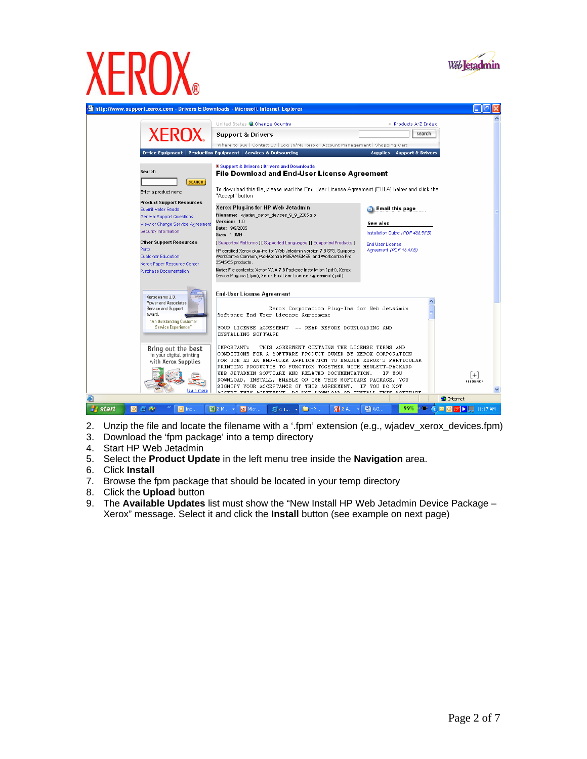2. Unzip the file and locate the filename with a '.fpm' extension (e.g., wjadev_xerox_devices.fpm)
3. Download the 'fpm package' into a temp directory
4. Start HP Web Jetadmin
5. Select the **Product Update** in the left menu tree inside the **Navigation** area.
6. Click **Install**
7. Browse the fpm package that should be located in your temp directory
8. Click the **Upload** button
9. The **Available Updates** list must show the "New Install HP Web Jetadmin Device Package – Xerox" message. Select it and click the **Install** button (see example on next page)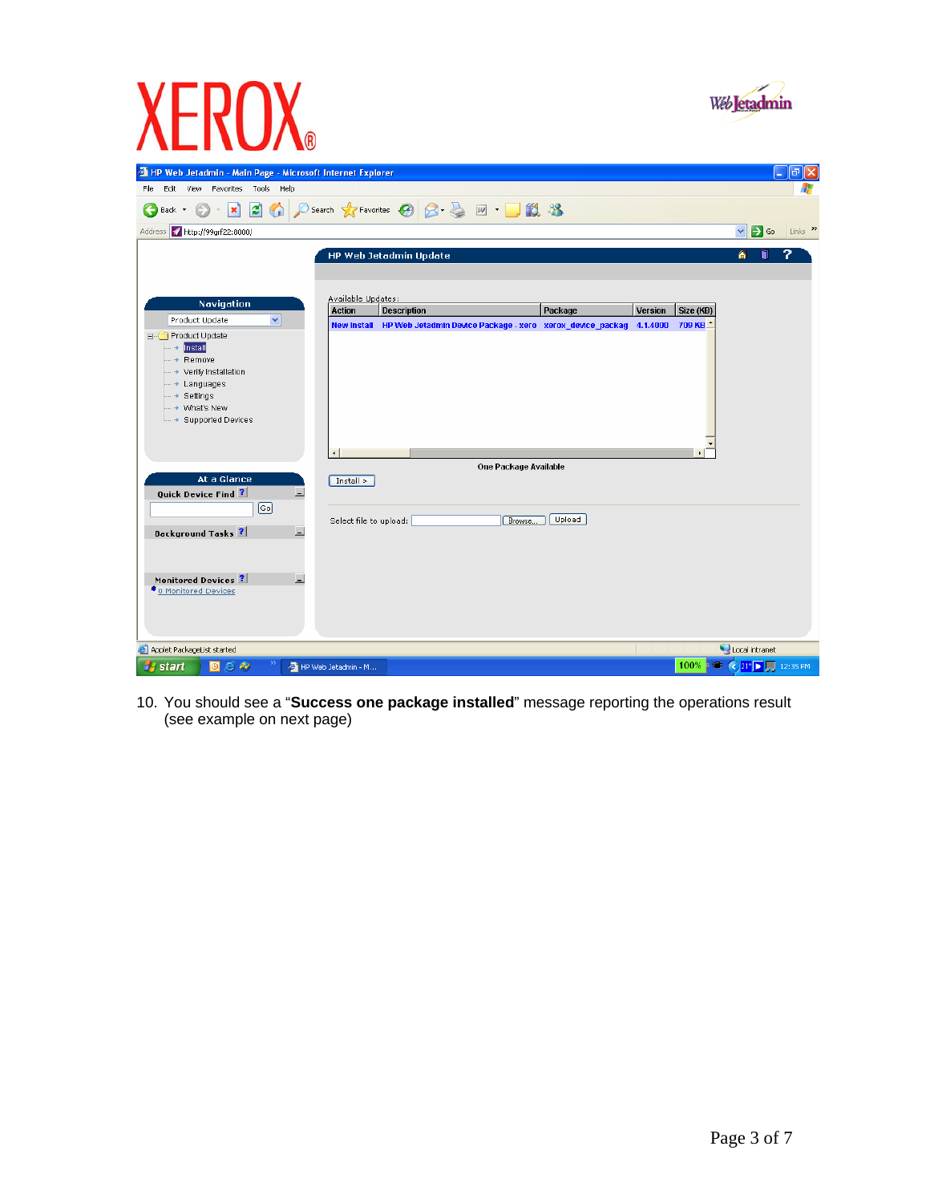10. You should see a "**Success one package installed**" message reporting the operations result (see example on next page)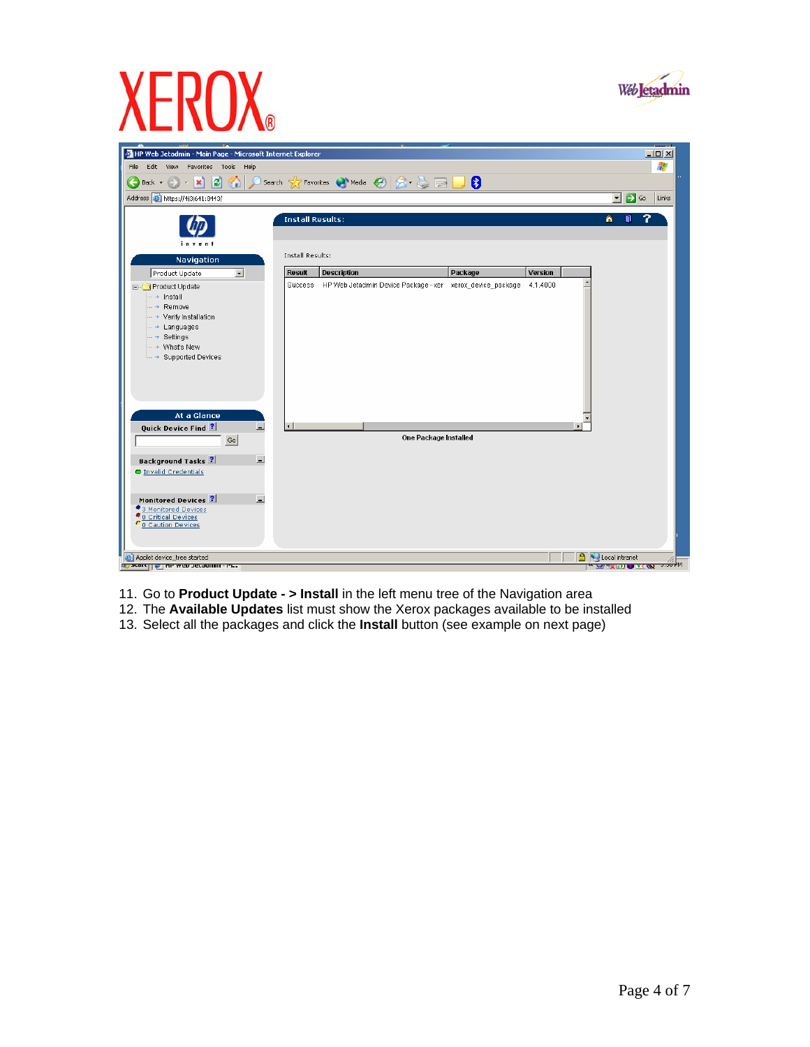11. Go to **Product Update - > Install** in the left menu tree of the Navigation area
12. The **Available Updates** list must show the Xerox packages available to be installed
13. Select all the packages and click the **Install** button (see example on next page)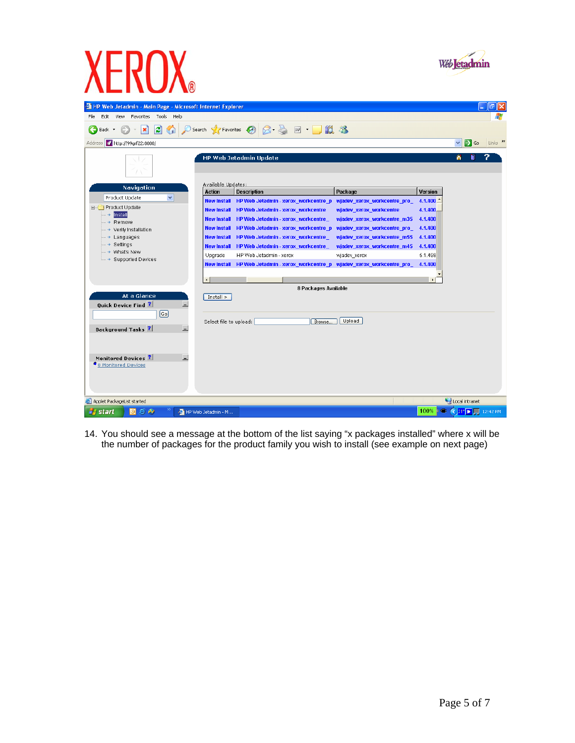14. You should see a message at the bottom of the list saying “x packages installed” where x will be the number of packages for the product family you wish to install (see example on next page)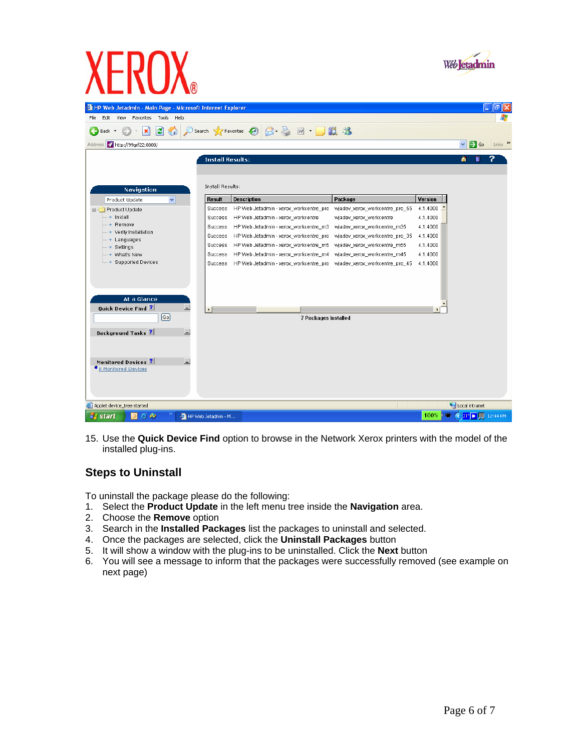15. Use the **Quick Device Find** option to browse in the Network Xerox printers with the model of the installed plug-ins.

## Steps to Uninstall

To uninstall the package please do the following:

1. Select the **Product Update** in the left menu tree inside the **Navigation** area.
2. Choose the **Remove** option
3. Search in the **Installed Packages** list the packages to uninstall and selected.
4. Once the packages are selected, click the **Uninstall Packages** button
5. It will show a window with the plug-ins to be uninstalled. Click the **Next** button
6. You will see a message to inform that the packages were successfully removed (see example on next page)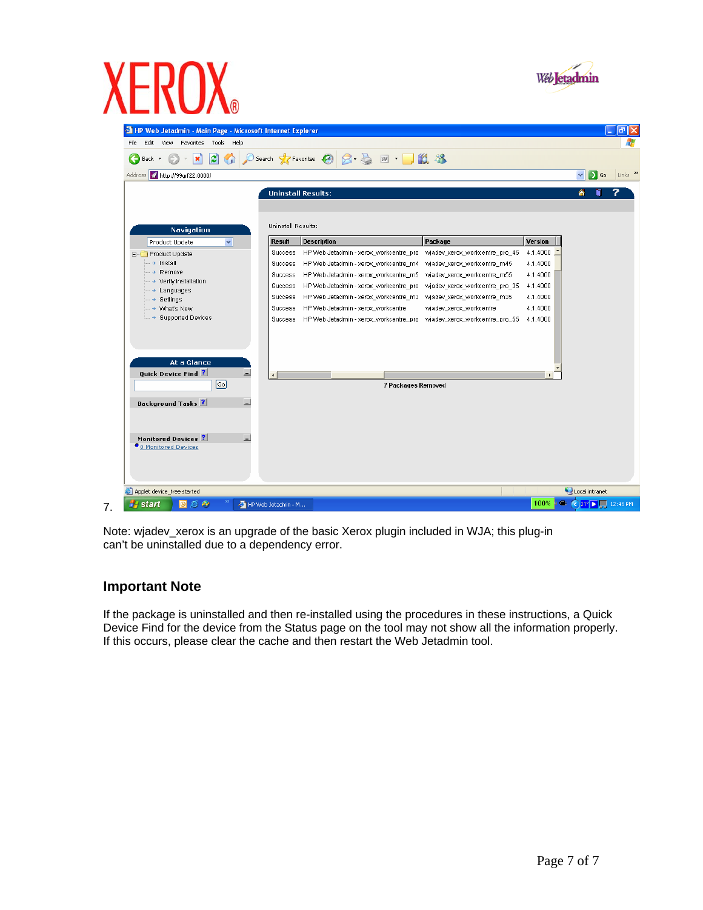7.

Note: wjadev_xerox is an upgrade of the basic Xerox plugin included in WJA; this plug-in can't be uninstalled due to a dependency error.

## Important Note

If the package is uninstalled and then re-installed using the procedures in these instructions, a Quick Device Find for the device from the Status page on the tool may not show all the information properly. If this occurs, please clear the cache and then restart the Web Jetadmin tool.